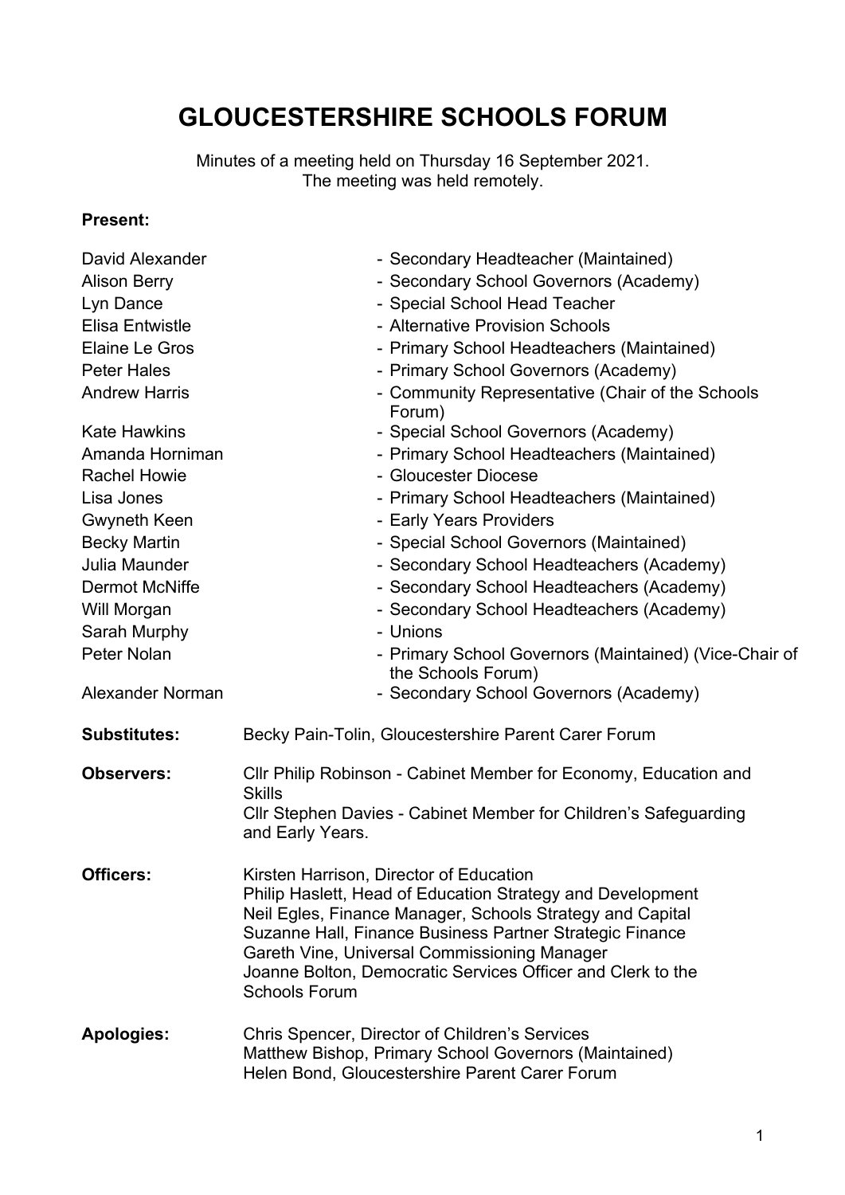# GLOUCESTERSHIRE SCHOOLS FORUM

Minutes of a meeting held on Thursday 16 September 2021.
The meeting was held remotely.

**Present:**

| | |
|---|---|
| David Alexander | - Secondary Headteacher (Maintained) |
| Alison Berry | - Secondary School Governors (Academy) |
| Lyn Dance | - Special School Head Teacher |
| Elisa Entwistle | - Alternative Provision Schools |
| Elaine Le Gros | - Primary School Headteachers (Maintained) |
| Peter Hales | - Primary School Governors (Academy) |
| Andrew Harris | - Community Representative (Chair of the Schools Forum) |
| Kate Hawkins | - Special School Governors (Academy) |
| Amanda Horniman | - Primary School Headteachers (Maintained) |
| Rachel Howie | - Gloucester Diocese |
| Lisa Jones | - Primary School Headteachers (Maintained) |
| Gwyneth Keen | - Early Years Providers |
| Becky Martin | - Special School Governors (Maintained) |
| Julia Maunder | - Secondary School Headteachers (Academy) |
| Dermot McNiffe | - Secondary School Headteachers (Academy) |
| Will Morgan | - Secondary School Headteachers (Academy) |
| Sarah Murphy | - Unions |
| Peter Nolan | - Primary School Governors (Maintained) (Vice-Chair of the Schools Forum) |
| Alexander Norman | - Secondary School Governors (Academy) |

**Substitutes:** Becky Pain-Tolin, Gloucestershire Parent Carer Forum

**Observers:** Cllr Philip Robinson - Cabinet Member for Economy, Education and Skills
Cllr Stephen Davies - Cabinet Member for Children's Safeguarding and Early Years.

**Officers:** Kirsten Harrison, Director of Education
Philip Haslett, Head of Education Strategy and Development
Neil Egles, Finance Manager, Schools Strategy and Capital
Suzanne Hall, Finance Business Partner Strategic Finance
Gareth Vine, Universal Commissioning Manager
Joanne Bolton, Democratic Services Officer and Clerk to the Schools Forum

**Apologies:** Chris Spencer, Director of Children's Services
Matthew Bishop, Primary School Governors (Maintained)
Helen Bond, Gloucestershire Parent Carer Forum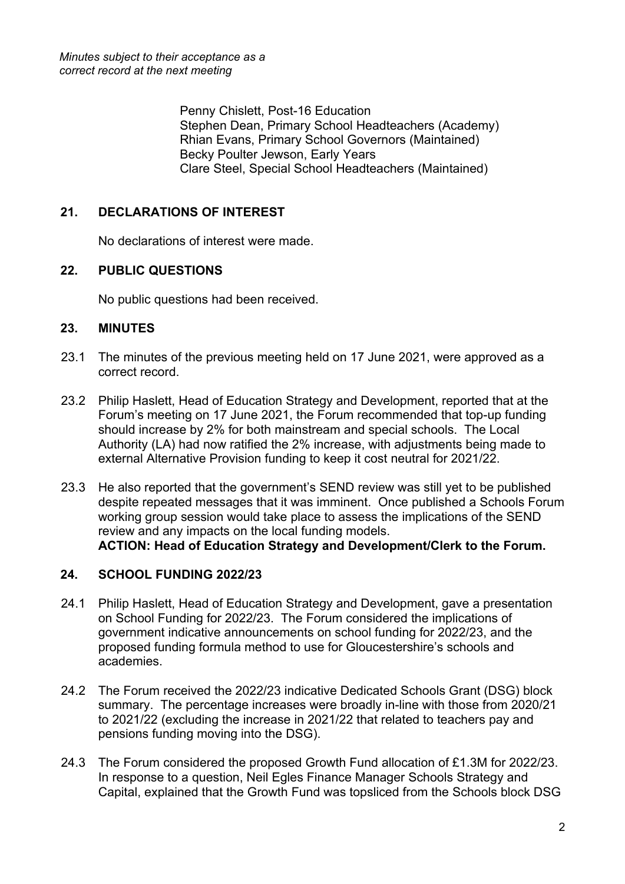*Minutes subject to their acceptance as a correct record at the next meeting*

Penny Chislett, Post-16 Education
Stephen Dean, Primary School Headteachers (Academy)
Rhian Evans, Primary School Governors (Maintained)
Becky Poulter Jewson, Early Years
Clare Steel, Special School Headteachers (Maintained)

## 21. DECLARATIONS OF INTEREST

No declarations of interest were made.

## 22. PUBLIC QUESTIONS

No public questions had been received.

## 23. MINUTES

23.1 The minutes of the previous meeting held on 17 June 2021, were approved as a correct record.

23.2 Philip Haslett, Head of Education Strategy and Development, reported that at the Forum's meeting on 17 June 2021, the Forum recommended that top-up funding should increase by 2% for both mainstream and special schools. The Local Authority (LA) had now ratified the 2% increase, with adjustments being made to external Alternative Provision funding to keep it cost neutral for 2021/22.

23.3 He also reported that the government's SEND review was still yet to be published despite repeated messages that it was imminent. Once published a Schools Forum working group session would take place to assess the implications of the SEND review and any impacts on the local funding models.
**ACTION: Head of Education Strategy and Development/Clerk to the Forum.**

## 24. SCHOOL FUNDING 2022/23

24.1 Philip Haslett, Head of Education Strategy and Development, gave a presentation on School Funding for 2022/23. The Forum considered the implications of government indicative announcements on school funding for 2022/23, and the proposed funding formula method to use for Gloucestershire's schools and academies.

24.2 The Forum received the 2022/23 indicative Dedicated Schools Grant (DSG) block summary. The percentage increases were broadly in-line with those from 2020/21 to 2021/22 (excluding the increase in 2021/22 that related to teachers pay and pensions funding moving into the DSG).

24.3 The Forum considered the proposed Growth Fund allocation of £1.3M for 2022/23. In response to a question, Neil Egles Finance Manager Schools Strategy and Capital, explained that the Growth Fund was topsliced from the Schools block DSG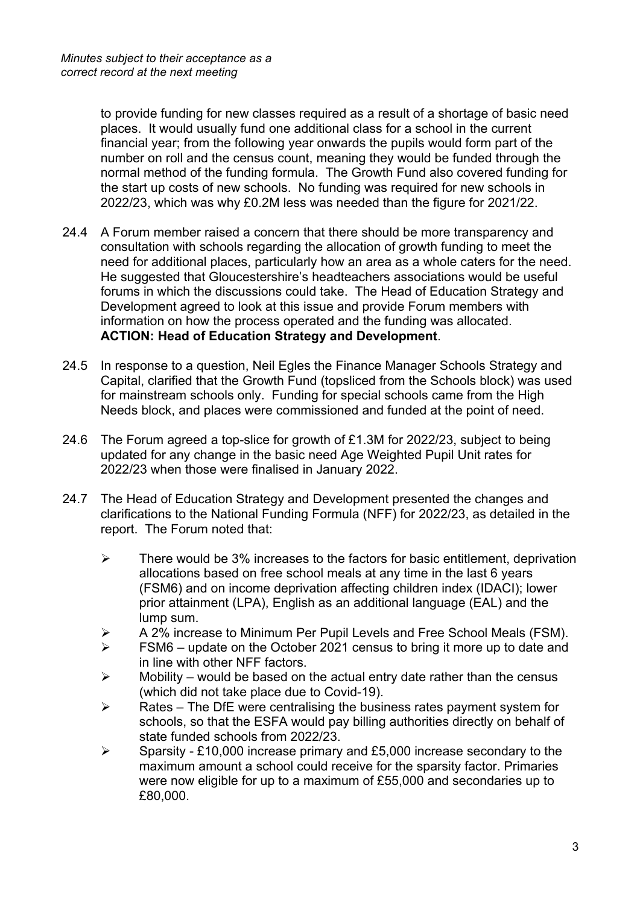*Minutes subject to their acceptance as a correct record at the next meeting*

to provide funding for new classes required as a result of a shortage of basic need places. It would usually fund one additional class for a school in the current financial year; from the following year onwards the pupils would form part of the number on roll and the census count, meaning they would be funded through the normal method of the funding formula. The Growth Fund also covered funding for the start up costs of new schools. No funding was required for new schools in 2022/23, which was why £0.2M less was needed than the figure for 2021/22.

24.4 A Forum member raised a concern that there should be more transparency and consultation with schools regarding the allocation of growth funding to meet the need for additional places, particularly how an area as a whole caters for the need. He suggested that Gloucestershire's headteachers associations would be useful forums in which the discussions could take. The Head of Education Strategy and Development agreed to look at this issue and provide Forum members with information on how the process operated and the funding was allocated.
**ACTION: Head of Education Strategy and Development**.

24.5 In response to a question, Neil Egles the Finance Manager Schools Strategy and Capital, clarified that the Growth Fund (topsliced from the Schools block) was used for mainstream schools only. Funding for special schools came from the High Needs block, and places were commissioned and funded at the point of need.

24.6 The Forum agreed a top-slice for growth of £1.3M for 2022/23, subject to being updated for any change in the basic need Age Weighted Pupil Unit rates for 2022/23 when those were finalised in January 2022.

24.7 The Head of Education Strategy and Development presented the changes and clarifications to the National Funding Formula (NFF) for 2022/23, as detailed in the report. The Forum noted that:

- There would be 3% increases to the factors for basic entitlement, deprivation allocations based on free school meals at any time in the last 6 years (FSM6) and on income deprivation affecting children index (IDACI); lower prior attainment (LPA), English as an additional language (EAL) and the lump sum.
- A 2% increase to Minimum Per Pupil Levels and Free School Meals (FSM).
- FSM6 – update on the October 2021 census to bring it more up to date and in line with other NFF factors.
- Mobility – would be based on the actual entry date rather than the census (which did not take place due to Covid-19).
- Rates – The DfE were centralising the business rates payment system for schools, so that the ESFA would pay billing authorities directly on behalf of state funded schools from 2022/23.
- Sparsity - £10,000 increase primary and £5,000 increase secondary to the maximum amount a school could receive for the sparsity factor. Primaries were now eligible for up to a maximum of £55,000 and secondaries up to £80,000.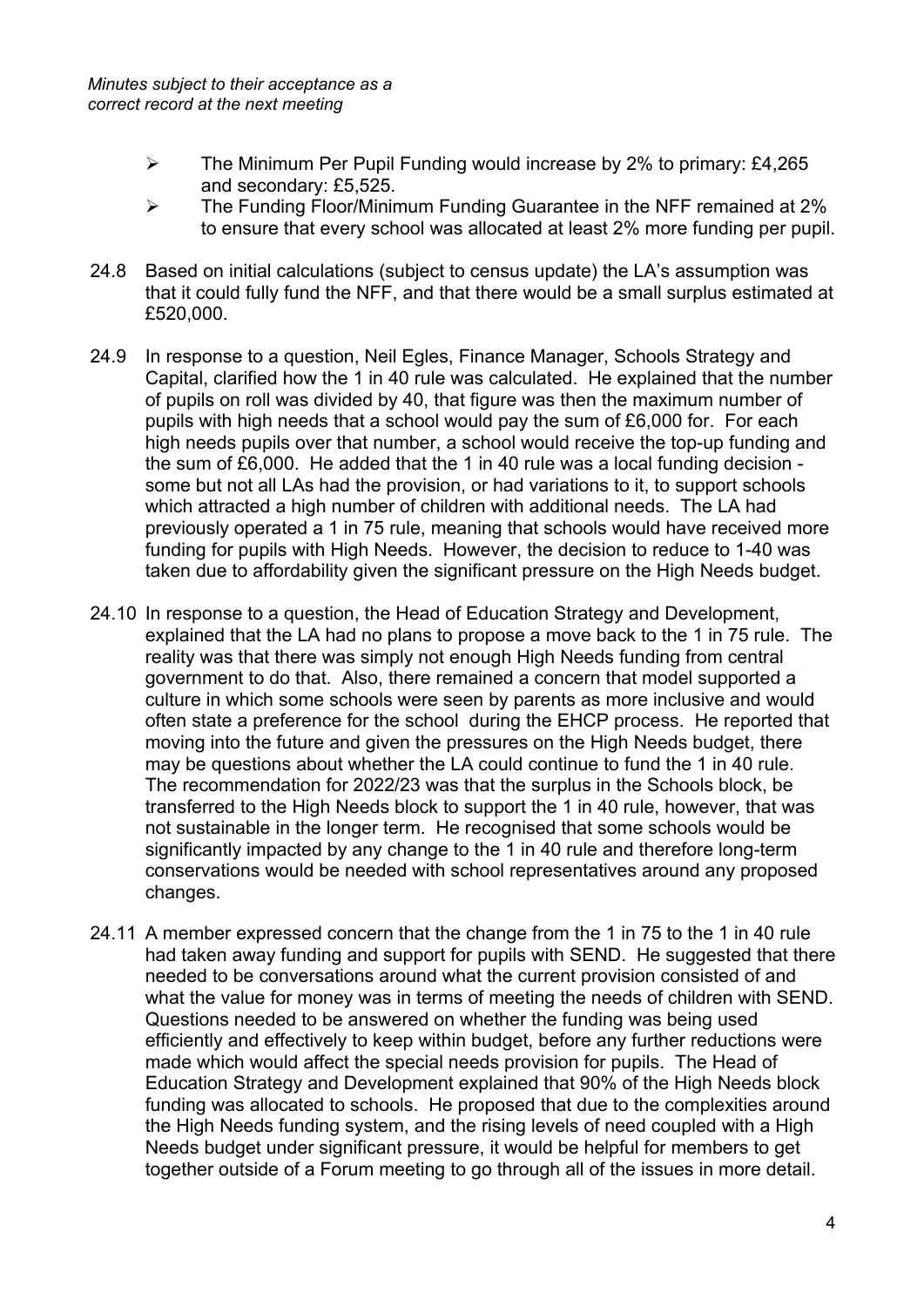*Minutes subject to their acceptance as a correct record at the next meeting*

- The Minimum Per Pupil Funding would increase by 2% to primary: £4,265 and secondary: £5,525.
- The Funding Floor/Minimum Funding Guarantee in the NFF remained at 2% to ensure that every school was allocated at least 2% more funding per pupil.

24.8 Based on initial calculations (subject to census update) the LA's assumption was that it could fully fund the NFF, and that there would be a small surplus estimated at £520,000.

24.9 In response to a question, Neil Egles, Finance Manager, Schools Strategy and Capital, clarified how the 1 in 40 rule was calculated. He explained that the number of pupils on roll was divided by 40, that figure was then the maximum number of pupils with high needs that a school would pay the sum of £6,000 for. For each high needs pupils over that number, a school would receive the top-up funding and the sum of £6,000. He added that the 1 in 40 rule was a local funding decision - some but not all LAs had the provision, or had variations to it, to support schools which attracted a high number of children with additional needs. The LA had previously operated a 1 in 75 rule, meaning that schools would have received more funding for pupils with High Needs. However, the decision to reduce to 1-40 was taken due to affordability given the significant pressure on the High Needs budget.

24.10 In response to a question, the Head of Education Strategy and Development, explained that the LA had no plans to propose a move back to the 1 in 75 rule. The reality was that there was simply not enough High Needs funding from central government to do that. Also, there remained a concern that model supported a culture in which some schools were seen by parents as more inclusive and would often state a preference for the school during the EHCP process. He reported that moving into the future and given the pressures on the High Needs budget, there may be questions about whether the LA could continue to fund the 1 in 40 rule. The recommendation for 2022/23 was that the surplus in the Schools block, be transferred to the High Needs block to support the 1 in 40 rule, however, that was not sustainable in the longer term. He recognised that some schools would be significantly impacted by any change to the 1 in 40 rule and therefore long-term conservations would be needed with school representatives around any proposed changes.

24.11 A member expressed concern that the change from the 1 in 75 to the 1 in 40 rule had taken away funding and support for pupils with SEND. He suggested that there needed to be conversations around what the current provision consisted of and what the value for money was in terms of meeting the needs of children with SEND. Questions needed to be answered on whether the funding was being used efficiently and effectively to keep within budget, before any further reductions were made which would affect the special needs provision for pupils. The Head of Education Strategy and Development explained that 90% of the High Needs block funding was allocated to schools. He proposed that due to the complexities around the High Needs funding system, and the rising levels of need coupled with a High Needs budget under significant pressure, it would be helpful for members to get together outside of a Forum meeting to go through all of the issues in more detail.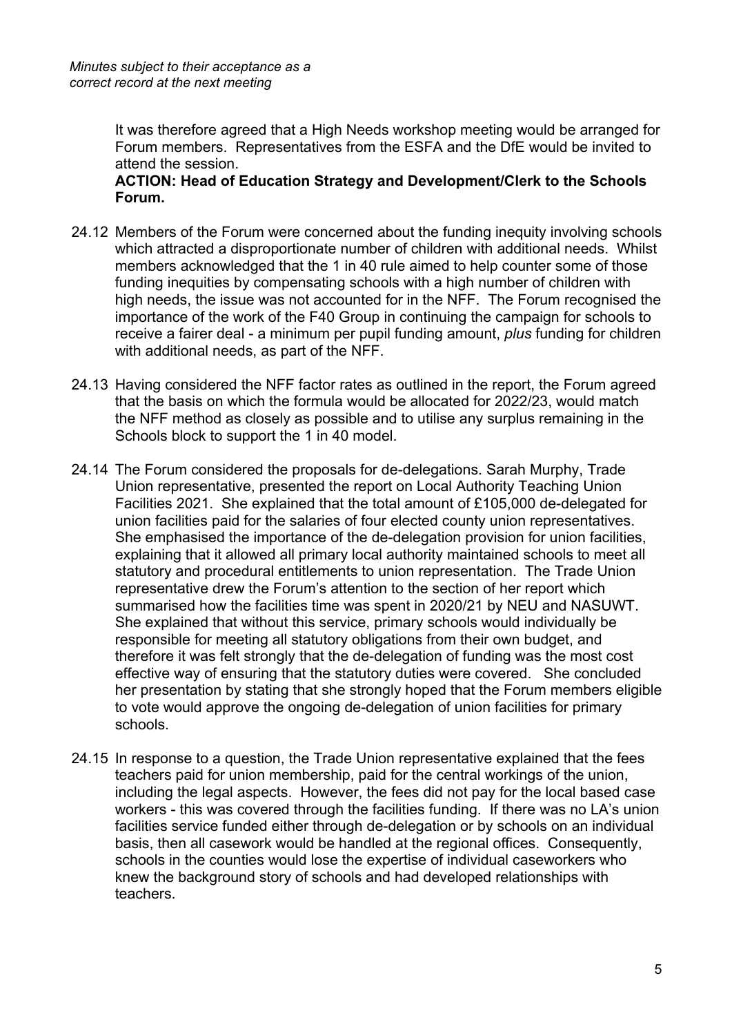*Minutes subject to their acceptance as a correct record at the next meeting*

It was therefore agreed that a High Needs workshop meeting would be arranged for Forum members. Representatives from the ESFA and the DfE would be invited to attend the session.

**ACTION: Head of Education Strategy and Development/Clerk to the Schools Forum.**

24.12 Members of the Forum were concerned about the funding inequity involving schools which attracted a disproportionate number of children with additional needs. Whilst members acknowledged that the 1 in 40 rule aimed to help counter some of those funding inequities by compensating schools with a high number of children with high needs, the issue was not accounted for in the NFF. The Forum recognised the importance of the work of the F40 Group in continuing the campaign for schools to receive a fairer deal - a minimum per pupil funding amount, *plus* funding for children with additional needs, as part of the NFF.

24.13 Having considered the NFF factor rates as outlined in the report, the Forum agreed that the basis on which the formula would be allocated for 2022/23, would match the NFF method as closely as possible and to utilise any surplus remaining in the Schools block to support the 1 in 40 model.

24.14 The Forum considered the proposals for de-delegations. Sarah Murphy, Trade Union representative, presented the report on Local Authority Teaching Union Facilities 2021. She explained that the total amount of £105,000 de-delegated for union facilities paid for the salaries of four elected county union representatives. She emphasised the importance of the de-delegation provision for union facilities, explaining that it allowed all primary local authority maintained schools to meet all statutory and procedural entitlements to union representation. The Trade Union representative drew the Forum's attention to the section of her report which summarised how the facilities time was spent in 2020/21 by NEU and NASUWT. She explained that without this service, primary schools would individually be responsible for meeting all statutory obligations from their own budget, and therefore it was felt strongly that the de-delegation of funding was the most cost effective way of ensuring that the statutory duties were covered. She concluded her presentation by stating that she strongly hoped that the Forum members eligible to vote would approve the ongoing de-delegation of union facilities for primary schools.

24.15 In response to a question, the Trade Union representative explained that the fees teachers paid for union membership, paid for the central workings of the union, including the legal aspects. However, the fees did not pay for the local based case workers - this was covered through the facilities funding. If there was no LA's union facilities service funded either through de-delegation or by schools on an individual basis, then all casework would be handled at the regional offices. Consequently, schools in the counties would lose the expertise of individual caseworkers who knew the background story of schools and had developed relationships with teachers.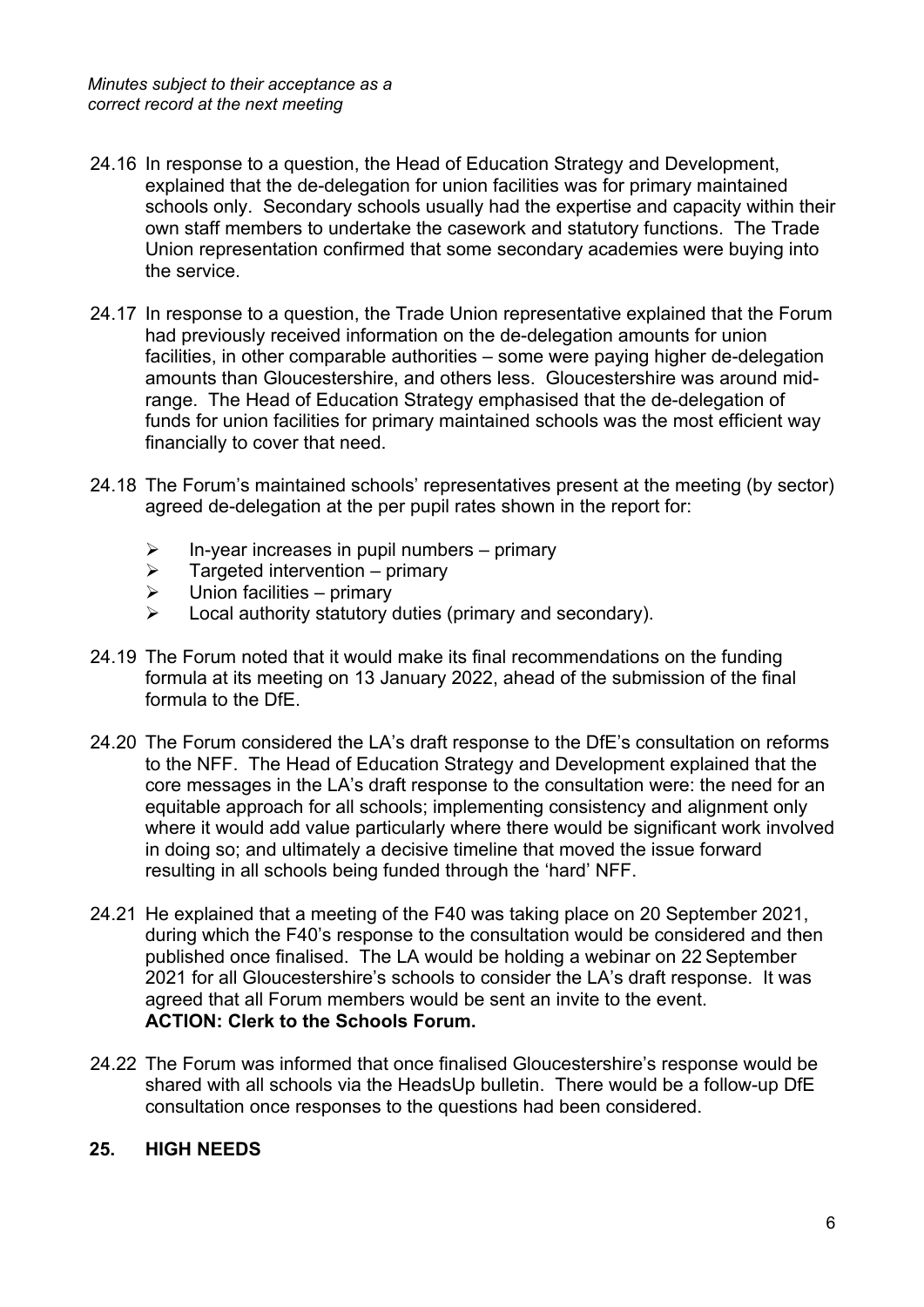*Minutes subject to their acceptance as a correct record at the next meeting*

24.16 In response to a question, the Head of Education Strategy and Development, explained that the de-delegation for union facilities was for primary maintained schools only. Secondary schools usually had the expertise and capacity within their own staff members to undertake the casework and statutory functions. The Trade Union representation confirmed that some secondary academies were buying into the service.

24.17 In response to a question, the Trade Union representative explained that the Forum had previously received information on the de-delegation amounts for union facilities, in other comparable authorities – some were paying higher de-delegation amounts than Gloucestershire, and others less. Gloucestershire was around mid-range. The Head of Education Strategy emphasised that the de-delegation of funds for union facilities for primary maintained schools was the most efficient way financially to cover that need.

24.18 The Forum's maintained schools' representatives present at the meeting (by sector) agreed de-delegation at the per pupil rates shown in the report for:

- In-year increases in pupil numbers – primary
- Targeted intervention – primary
- Union facilities – primary
- Local authority statutory duties (primary and secondary).

24.19 The Forum noted that it would make its final recommendations on the funding formula at its meeting on 13 January 2022, ahead of the submission of the final formula to the DfE.

24.20 The Forum considered the LA's draft response to the DfE's consultation on reforms to the NFF. The Head of Education Strategy and Development explained that the core messages in the LA's draft response to the consultation were: the need for an equitable approach for all schools; implementing consistency and alignment only where it would add value particularly where there would be significant work involved in doing so; and ultimately a decisive timeline that moved the issue forward resulting in all schools being funded through the 'hard' NFF.

24.21 He explained that a meeting of the F40 was taking place on 20 September 2021, during which the F40's response to the consultation would be considered and then published once finalised. The LA would be holding a webinar on 22 September 2021 for all Gloucestershire's schools to consider the LA's draft response. It was agreed that all Forum members would be sent an invite to the event.
**ACTION: Clerk to the Schools Forum.**

24.22 The Forum was informed that once finalised Gloucestershire's response would be shared with all schools via the HeadsUp bulletin. There would be a follow-up DfE consultation once responses to the questions had been considered.

## 25. HIGH NEEDS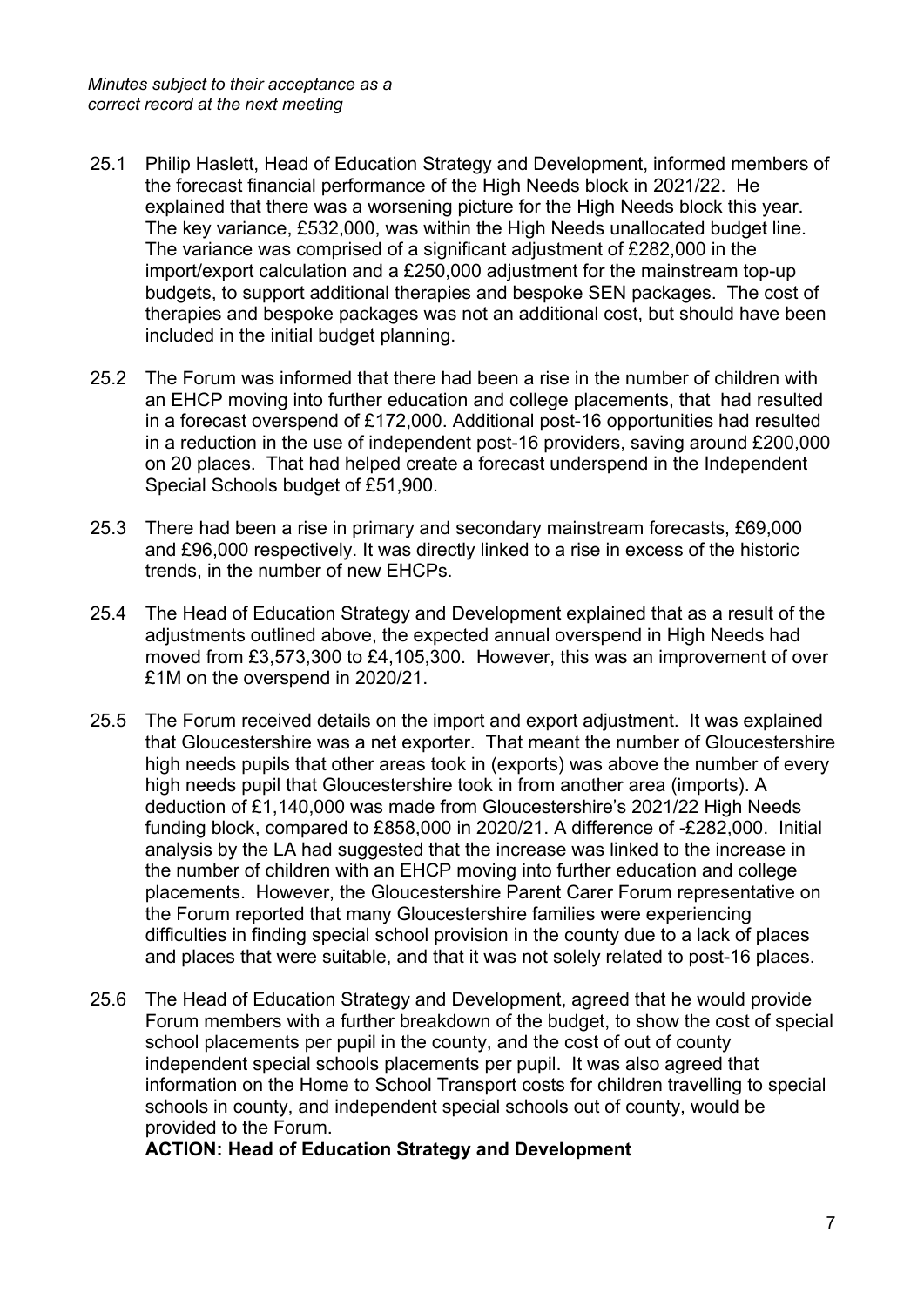*Minutes subject to their acceptance as a correct record at the next meeting*

25.1 Philip Haslett, Head of Education Strategy and Development, informed members of the forecast financial performance of the High Needs block in 2021/22. He explained that there was a worsening picture for the High Needs block this year. The key variance, £532,000, was within the High Needs unallocated budget line. The variance was comprised of a significant adjustment of £282,000 in the import/export calculation and a £250,000 adjustment for the mainstream top-up budgets, to support additional therapies and bespoke SEN packages. The cost of therapies and bespoke packages was not an additional cost, but should have been included in the initial budget planning.

25.2 The Forum was informed that there had been a rise in the number of children with an EHCP moving into further education and college placements, that had resulted in a forecast overspend of £172,000. Additional post-16 opportunities had resulted in a reduction in the use of independent post-16 providers, saving around £200,000 on 20 places. That had helped create a forecast underspend in the Independent Special Schools budget of £51,900.

25.3 There had been a rise in primary and secondary mainstream forecasts, £69,000 and £96,000 respectively. It was directly linked to a rise in excess of the historic trends, in the number of new EHCPs.

25.4 The Head of Education Strategy and Development explained that as a result of the adjustments outlined above, the expected annual overspend in High Needs had moved from £3,573,300 to £4,105,300. However, this was an improvement of over £1M on the overspend in 2020/21.

25.5 The Forum received details on the import and export adjustment. It was explained that Gloucestershire was a net exporter. That meant the number of Gloucestershire high needs pupils that other areas took in (exports) was above the number of every high needs pupil that Gloucestershire took in from another area (imports). A deduction of £1,140,000 was made from Gloucestershire's 2021/22 High Needs funding block, compared to £858,000 in 2020/21. A difference of -£282,000. Initial analysis by the LA had suggested that the increase was linked to the increase in the number of children with an EHCP moving into further education and college placements. However, the Gloucestershire Parent Carer Forum representative on the Forum reported that many Gloucestershire families were experiencing difficulties in finding special school provision in the county due to a lack of places and places that were suitable, and that it was not solely related to post-16 places.

25.6 The Head of Education Strategy and Development, agreed that he would provide Forum members with a further breakdown of the budget, to show the cost of special school placements per pupil in the county, and the cost of out of county independent special schools placements per pupil. It was also agreed that information on the Home to School Transport costs for children travelling to special schools in county, and independent special schools out of county, would be provided to the Forum.

**ACTION: Head of Education Strategy and Development**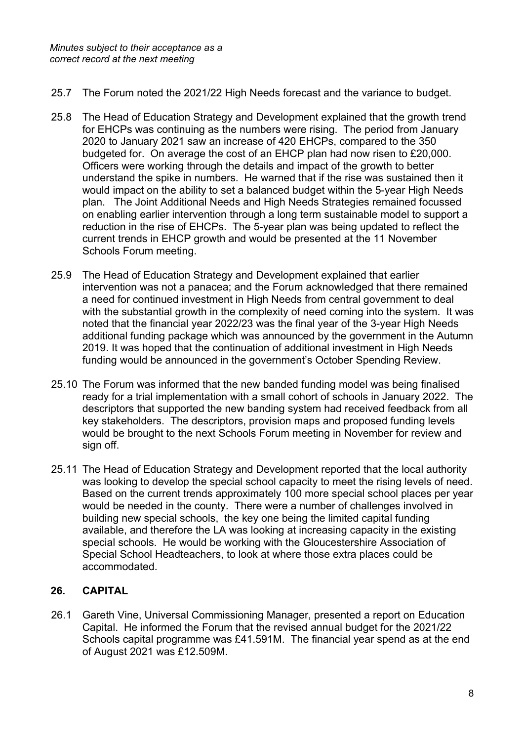*Minutes subject to their acceptance as a correct record at the next meeting*

25.7 The Forum noted the 2021/22 High Needs forecast and the variance to budget.

25.8 The Head of Education Strategy and Development explained that the growth trend for EHCPs was continuing as the numbers were rising. The period from January 2020 to January 2021 saw an increase of 420 EHCPs, compared to the 350 budgeted for. On average the cost of an EHCP plan had now risen to £20,000. Officers were working through the details and impact of the growth to better understand the spike in numbers. He warned that if the rise was sustained then it would impact on the ability to set a balanced budget within the 5-year High Needs plan. The Joint Additional Needs and High Needs Strategies remained focussed on enabling earlier intervention through a long term sustainable model to support a reduction in the rise of EHCPs. The 5-year plan was being updated to reflect the current trends in EHCP growth and would be presented at the 11 November Schools Forum meeting.

25.9 The Head of Education Strategy and Development explained that earlier intervention was not a panacea; and the Forum acknowledged that there remained a need for continued investment in High Needs from central government to deal with the substantial growth in the complexity of need coming into the system. It was noted that the financial year 2022/23 was the final year of the 3-year High Needs additional funding package which was announced by the government in the Autumn 2019. It was hoped that the continuation of additional investment in High Needs funding would be announced in the government's October Spending Review.

25.10 The Forum was informed that the new banded funding model was being finalised ready for a trial implementation with a small cohort of schools in January 2022. The descriptors that supported the new banding system had received feedback from all key stakeholders. The descriptors, provision maps and proposed funding levels would be brought to the next Schools Forum meeting in November for review and sign off.

25.11 The Head of Education Strategy and Development reported that the local authority was looking to develop the special school capacity to meet the rising levels of need. Based on the current trends approximately 100 more special school places per year would be needed in the county. There were a number of challenges involved in building new special schools, the key one being the limited capital funding available, and therefore the LA was looking at increasing capacity in the existing special schools. He would be working with the Gloucestershire Association of Special School Headteachers, to look at where those extra places could be accommodated.

## 26. CAPITAL

26.1 Gareth Vine, Universal Commissioning Manager, presented a report on Education Capital. He informed the Forum that the revised annual budget for the 2021/22 Schools capital programme was £41.591M. The financial year spend as at the end of August 2021 was £12.509M.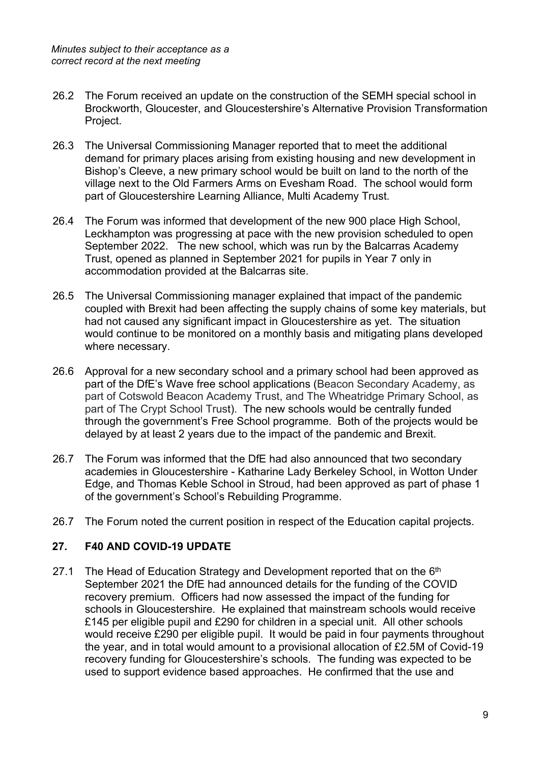*Minutes subject to their acceptance as a correct record at the next meeting*

26.2 The Forum received an update on the construction of the SEMH special school in Brockworth, Gloucester, and Gloucestershire's Alternative Provision Transformation Project.

26.3 The Universal Commissioning Manager reported that to meet the additional demand for primary places arising from existing housing and new development in Bishop's Cleeve, a new primary school would be built on land to the north of the village next to the Old Farmers Arms on Evesham Road. The school would form part of Gloucestershire Learning Alliance, Multi Academy Trust.

26.4 The Forum was informed that development of the new 900 place High School, Leckhampton was progressing at pace with the new provision scheduled to open September 2022. The new school, which was run by the Balcarras Academy Trust, opened as planned in September 2021 for pupils in Year 7 only in accommodation provided at the Balcarras site.

26.5 The Universal Commissioning manager explained that impact of the pandemic coupled with Brexit had been affecting the supply chains of some key materials, but had not caused any significant impact in Gloucestershire as yet. The situation would continue to be monitored on a monthly basis and mitigating plans developed where necessary.

26.6 Approval for a new secondary school and a primary school had been approved as part of the DfE's Wave free school applications (Beacon Secondary Academy, as part of Cotswold Beacon Academy Trust, and The Wheatridge Primary School, as part of The Crypt School Trust). The new schools would be centrally funded through the government's Free School programme. Both of the projects would be delayed by at least 2 years due to the impact of the pandemic and Brexit.

26.7 The Forum was informed that the DfE had also announced that two secondary academies in Gloucestershire - Katharine Lady Berkeley School, in Wotton Under Edge, and Thomas Keble School in Stroud, had been approved as part of phase 1 of the government's School's Rebuilding Programme.

26.7 The Forum noted the current position in respect of the Education capital projects.

## 27. F40 AND COVID-19 UPDATE

27.1 The Head of Education Strategy and Development reported that on the 6th September 2021 the DfE had announced details for the funding of the COVID recovery premium. Officers had now assessed the impact of the funding for schools in Gloucestershire. He explained that mainstream schools would receive £145 per eligible pupil and £290 for children in a special unit. All other schools would receive £290 per eligible pupil. It would be paid in four payments throughout the year, and in total would amount to a provisional allocation of £2.5M of Covid-19 recovery funding for Gloucestershire's schools. The funding was expected to be used to support evidence based approaches. He confirmed that the use and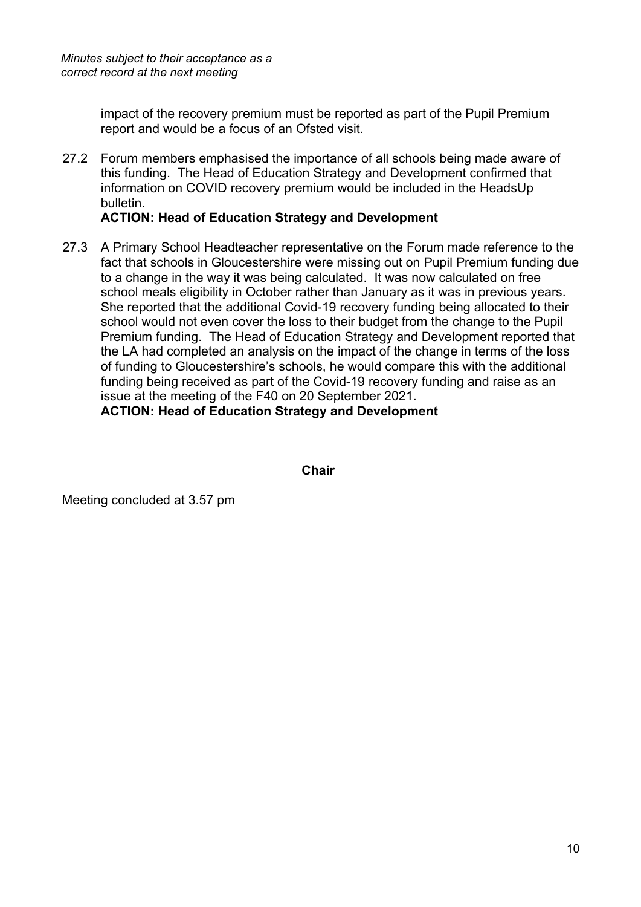*Minutes subject to their acceptance as a correct record at the next meeting*

impact of the recovery premium must be reported as part of the Pupil Premium report and would be a focus of an Ofsted visit.

27.2 Forum members emphasised the importance of all schools being made aware of this funding. The Head of Education Strategy and Development confirmed that information on COVID recovery premium would be included in the HeadsUp bulletin.
**ACTION: Head of Education Strategy and Development**

27.3 A Primary School Headteacher representative on the Forum made reference to the fact that schools in Gloucestershire were missing out on Pupil Premium funding due to a change in the way it was being calculated. It was now calculated on free school meals eligibility in October rather than January as it was in previous years. She reported that the additional Covid-19 recovery funding being allocated to their school would not even cover the loss to their budget from the change to the Pupil Premium funding. The Head of Education Strategy and Development reported that the LA had completed an analysis on the impact of the change in terms of the loss of funding to Gloucestershire's schools, he would compare this with the additional funding being received as part of the Covid-19 recovery funding and raise as an issue at the meeting of the F40 on 20 September 2021.
**ACTION: Head of Education Strategy and Development**

**Chair**

Meeting concluded at 3.57 pm